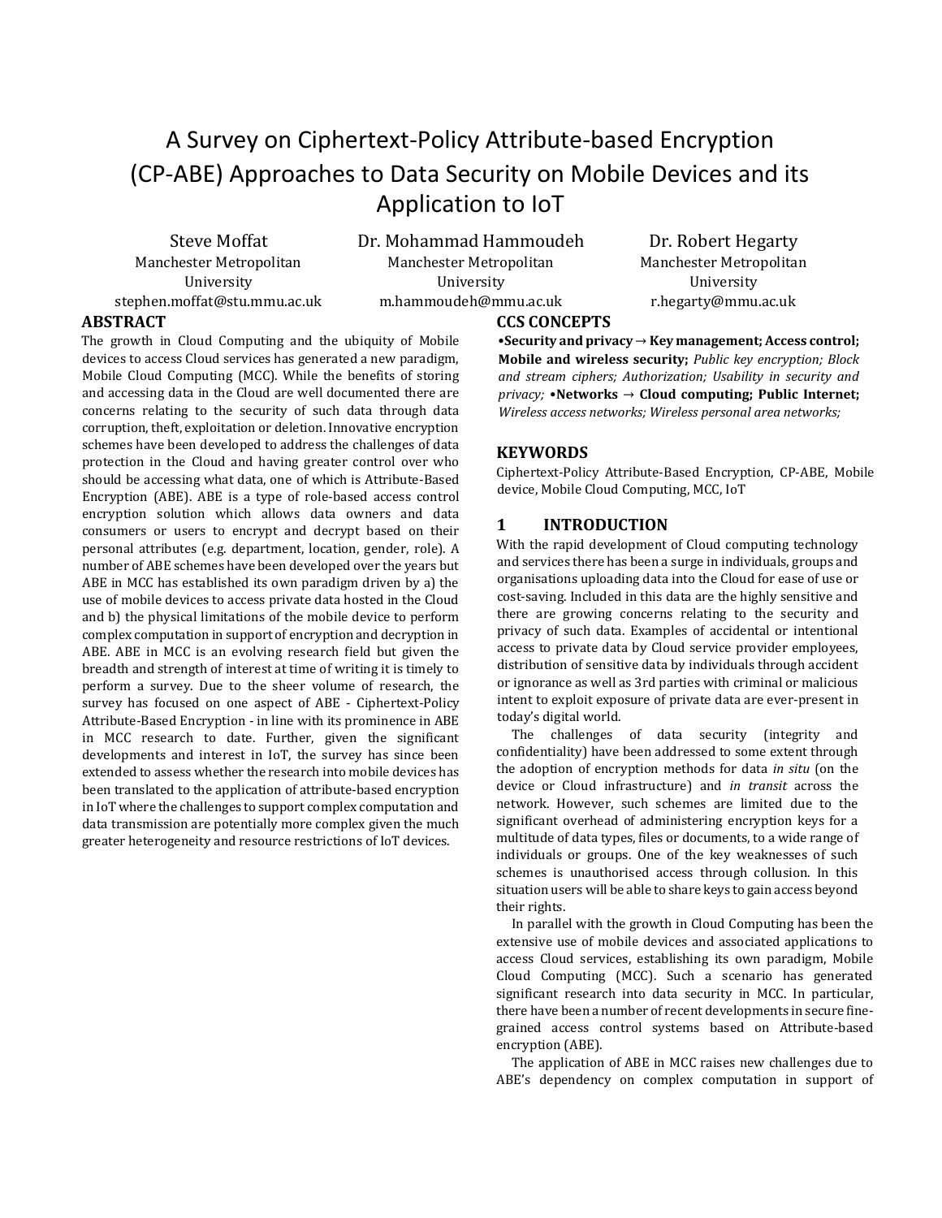# A Survey on Ciphertext-Policy Attribute-based Encryption (CP-ABE) Approaches to Data Security on Mobile Devices and its Application to IoT

Steve Moffat
Manchester Metropolitan University
stephen.moffat@stu.mmu.ac.uk

Dr. Mohammad Hammoudeh
Manchester Metropolitan University
m.hammoudeh@mmu.ac.uk

Dr. Robert Hegarty
Manchester Metropolitan University
r.hegarty@mmu.ac.uk

## ABSTRACT

The growth in Cloud Computing and the ubiquity of Mobile devices to access Cloud services has generated a new paradigm, Mobile Cloud Computing (MCC). While the benefits of storing and accessing data in the Cloud are well documented there are concerns relating to the security of such data through data corruption, theft, exploitation or deletion. Innovative encryption schemes have been developed to address the challenges of data protection in the Cloud and having greater control over who should be accessing what data, one of which is Attribute-Based Encryption (ABE). ABE is a type of role-based access control encryption solution which allows data owners and data consumers or users to encrypt and decrypt based on their personal attributes (e.g. department, location, gender, role). A number of ABE schemes have been developed over the years but ABE in MCC has established its own paradigm driven by a) the use of mobile devices to access private data hosted in the Cloud and b) the physical limitations of the mobile device to perform complex computation in support of encryption and decryption in ABE. ABE in MCC is an evolving research field but given the breadth and strength of interest at time of writing it is timely to perform a survey. Due to the sheer volume of research, the survey has focused on one aspect of ABE - Ciphertext-Policy Attribute-Based Encryption - in line with its prominence in ABE in MCC research to date. Further, given the significant developments and interest in IoT, the survey has since been extended to assess whether the research into mobile devices has been translated to the application of attribute-based encryption in IoT where the challenges to support complex computation and data transmission are potentially more complex given the much greater heterogeneity and resource restrictions of IoT devices.

## CCS CONCEPTS

•**Security and privacy → Key management; Access control; Mobile and wireless security;** *Public key encryption; Block and stream ciphers; Authorization; Usability in security and privacy;* •**Networks → Cloud computing; Public Internet;** *Wireless access networks; Wireless personal area networks;*

## KEYWORDS

Ciphertext-Policy Attribute-Based Encryption, CP-ABE, Mobile device, Mobile Cloud Computing, MCC, IoT

## 1 INTRODUCTION

With the rapid development of Cloud computing technology and services there has been a surge in individuals, groups and organisations uploading data into the Cloud for ease of use or cost-saving. Included in this data are the highly sensitive and there are growing concerns relating to the security and privacy of such data. Examples of accidental or intentional access to private data by Cloud service provider employees, distribution of sensitive data by individuals through accident or ignorance as well as 3rd parties with criminal or malicious intent to exploit exposure of private data are ever-present in today's digital world.

The challenges of data security (integrity and confidentiality) have been addressed to some extent through the adoption of encryption methods for data *in situ* (on the device or Cloud infrastructure) and *in transit* across the network. However, such schemes are limited due to the significant overhead of administering encryption keys for a multitude of data types, files or documents, to a wide range of individuals or groups. One of the key weaknesses of such schemes is unauthorised access through collusion. In this situation users will be able to share keys to gain access beyond their rights.

In parallel with the growth in Cloud Computing has been the extensive use of mobile devices and associated applications to access Cloud services, establishing its own paradigm, Mobile Cloud Computing (MCC). Such a scenario has generated significant research into data security in MCC. In particular, there have been a number of recent developments in secure fine-grained access control systems based on Attribute-based encryption (ABE).

The application of ABE in MCC raises new challenges due to ABE's dependency on complex computation in support of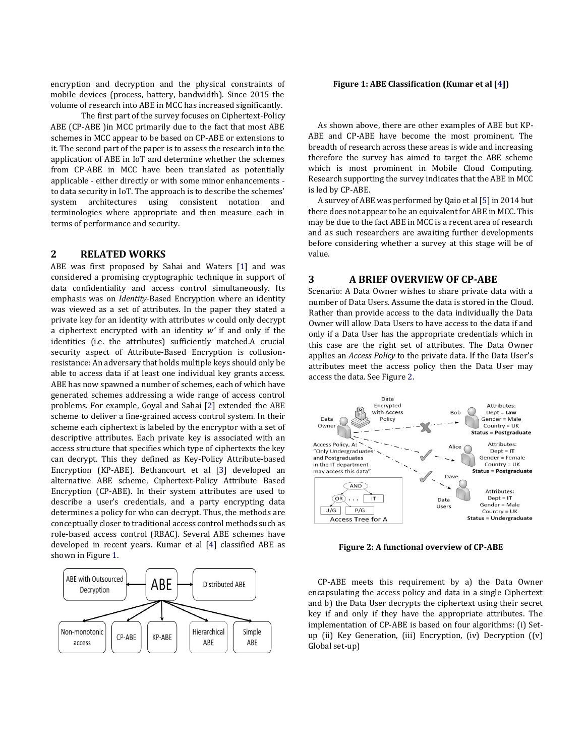encryption and decryption and the physical constraints of mobile devices (process, battery, bandwidth). Since 2015 the volume of research into ABE in MCC has increased significantly.

The first part of the survey focuses on Ciphertext-Policy ABE (CP-ABE )in MCC primarily due to the fact that most ABE schemes in MCC appear to be based on CP-ABE or extensions to it. The second part of the paper is to assess the research into the application of ABE in IoT and determine whether the schemes from CP-ABE in MCC have been translated as potentially applicable - either directly or with some minor enhancements - to data security in IoT. The approach is to describe the schemes' system architectures using consistent notation and terminologies where appropriate and then measure each in terms of performance and security.

## 2 RELATED WORKS

ABE was first proposed by Sahai and Waters [1] and was considered a promising cryptographic technique in support of data confidentiality and access control simultaneously. Its emphasis was on *Identity*-Based Encryption where an identity was viewed as a set of attributes. In the paper they stated a private key for an identity with attributes *w* could only decrypt a ciphertext encrypted with an identity *w'* if and only if the identities (i.e. the attributes) sufficiently matched.A crucial security aspect of Attribute-Based Encryption is collision-resistance: An adversary that holds multiple keys should only be able to access data if at least one individual key grants access. ABE has now spawned a number of schemes, each of which have generated schemes addressing a wide range of access control problems. For example, Goyal and Sahai [2] extended the ABE scheme to deliver a fine-grained access control system. In their scheme each ciphertext is labeled by the encryptor with a set of descriptive attributes. Each private key is associated with an access structure that specifies which type of ciphertexts the key can decrypt. This they defined as Key-Policy Attribute-based Encryption (KP-ABE). Bethancourt et al [3] developed an alternative ABE scheme, Ciphertext-Policy Attribute Based Encryption (CP-ABE). In their system attributes are used to describe a user's credentials, and a party encrypting data determines a policy for who can decrypt. Thus, the methods are conceptually closer to traditional access control methods such as role-based access control (RBAC). Several ABE schemes have developed in recent years. Kumar et al [4] classified ABE as shown in Figure 1.

**Figure 1: ABE Classification (Kumar et al [4])**

As shown above, there are other examples of ABE but KP-ABE and CP-ABE have become the most prominent. The breadth of research across these areas is wide and increasing therefore the survey has aimed to target the ABE scheme which is most prominent in Mobile Cloud Computing. Research supporting the survey indicates that the ABE in MCC is led by CP-ABE.

A survey of ABE was performed by Qaio et al [5] in 2014 but there does not appear to be an equivalent for ABE in MCC. This may be due to the fact ABE in MCC is a recent area of research and as such researchers are awaiting further developments before considering whether a survey at this stage will be of value.

## 3 A BRIEF OVERVIEW OF CP-ABE

Scenario: A Data Owner wishes to share private data with a number of Data Users. Assume the data is stored in the Cloud. Rather than provide access to the data individually the Data Owner will allow Data Users to have access to the data if and only if a Data User has the appropriate credentials which in this case are the right set of attributes. The Data Owner applies an *Access Policy* to the private data. If the Data User's attributes meet the access policy then the Data User may access the data. See Figure 2.

**Figure 2: A functional overview of CP-ABE**

CP-ABE meets this requirement by a) the Data Owner encapsulating the access policy and data in a single Ciphertext and b) the Data User decrypts the ciphertext using their secret key if and only if they have the appropriate attributes. The implementation of CP-ABE is based on four algorithms: (i) Set-up (ii) Key Generation, (iii) Encryption, (iv) Decryption ((v) Global set-up)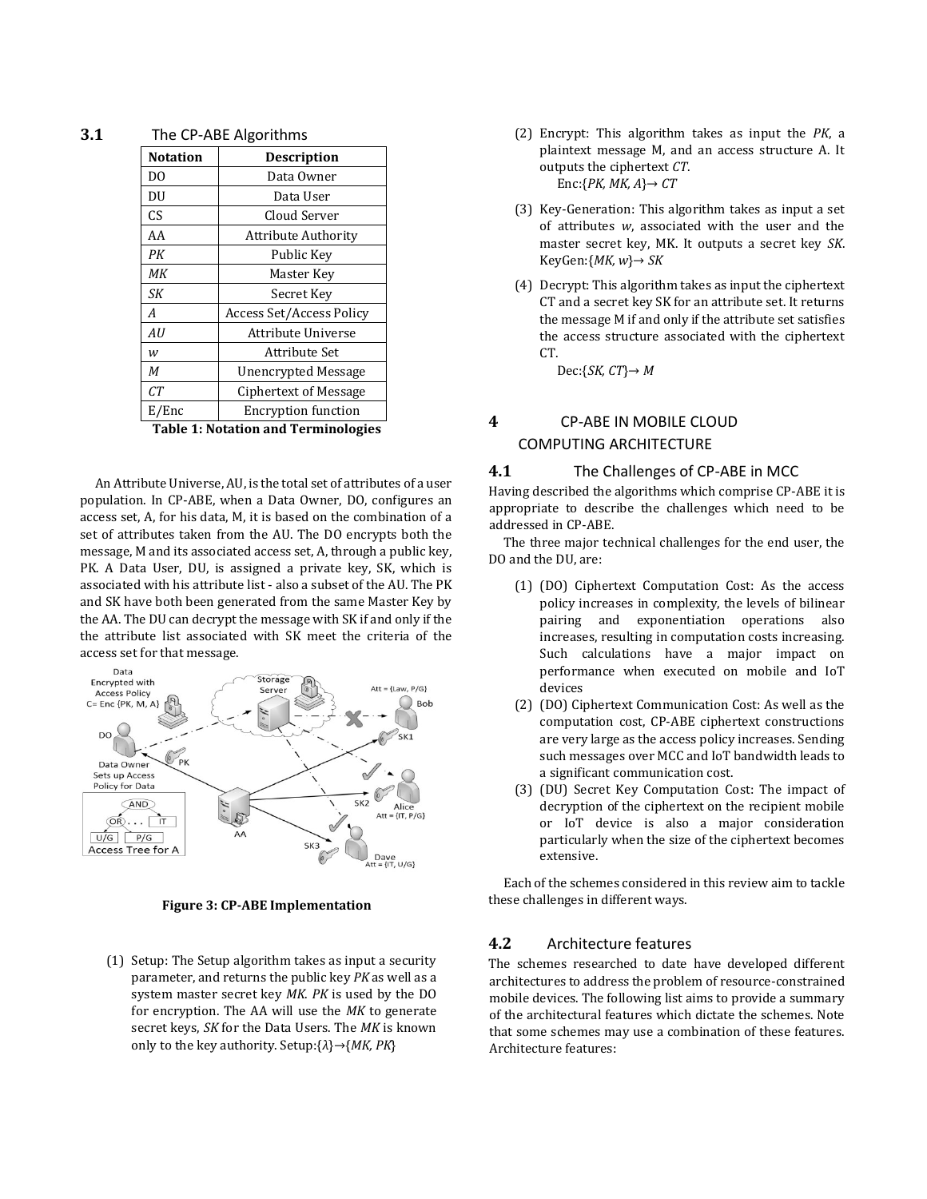### 3.1 The CP-ABE Algorithms

| Notation | Description |
| --- | --- |
| DO | Data Owner |
| DU | Data User |
| CS | Cloud Server |
| AA | Attribute Authority |
| *PK* | Public Key |
| *MK* | Master Key |
| *SK* | Secret Key |
| *A* | Access Set/Access Policy |
| *AU* | Attribute Universe |
| *w* | Attribute Set |
| *M* | Unencrypted Message |
| *CT* | Ciphertext of Message |
| E/Enc | Encryption function |

**Table 1: Notation and Terminologies**

An Attribute Universe, AU, is the total set of attributes of a user population. In CP-ABE, when a Data Owner, DO, configures an access set, A, for his data, M, it is based on the combination of a set of attributes taken from the AU. The DO encrypts both the message, M and its associated access set, A, through a public key, PK. A Data User, DU, is assigned a private key, SK, which is associated with his attribute list - also a subset of the AU. The PK and SK have both been generated from the same Master Key by the AA. The DU can decrypt the message with SK if and only if the the attribute list associated with SK meet the criteria of the access set for that message.

**Figure 3: CP-ABE Implementation**

(1) Setup: The Setup algorithm takes as input a security parameter, and returns the public key *PK* as well as a system master secret key *MK*. *PK* is used by the DO for encryption. The AA will use the *MK* to generate secret keys, *SK* for the Data Users. The *MK* is known only to the key authority. Setup:$\{\lambda\}\rightarrow\{MK, PK\}$

(2) Encrypt: This algorithm takes as input the *PK*, a plaintext message M, and an access structure A. It outputs the ciphertext *CT*.
Enc:$\{PK, MK, A\}\rightarrow CT$

(3) Key-Generation: This algorithm takes as input a set of attributes *w*, associated with the user and the master secret key, MK. It outputs a secret key *SK*. KeyGen:$\{MK, w\}\rightarrow SK$

(4) Decrypt: This algorithm takes as input the ciphertext CT and a secret key SK for an attribute set. It returns the message M if and only if the attribute set satisfies the access structure associated with the ciphertext CT.
Dec:$\{SK, CT\}\rightarrow M$

## 4 CP-ABE IN MOBILE CLOUD COMPUTING ARCHITECTURE

### 4.1 The Challenges of CP-ABE in MCC

Having described the algorithms which comprise CP-ABE it is appropriate to describe the challenges which need to be addressed in CP-ABE.

The three major technical challenges for the end user, the DO and the DU, are:

(1) (DO) Ciphertext Computation Cost: As the access policy increases in complexity, the levels of bilinear pairing and exponentiation operations also increases, resulting in computation costs increasing. Such calculations have a major impact on performance when executed on mobile and IoT devices

(2) (DO) Ciphertext Communication Cost: As well as the computation cost, CP-ABE ciphertext constructions are very large as the access policy increases. Sending such messages over MCC and IoT bandwidth leads to a significant communication cost.

(3) (DU) Secret Key Computation Cost: The impact of decryption of the ciphertext on the recipient mobile or IoT device is also a major consideration particularly when the size of the ciphertext becomes extensive.

Each of the schemes considered in this review aim to tackle these challenges in different ways.

### 4.2 Architecture features

The schemes researched to date have developed different architectures to address the problem of resource-constrained mobile devices. The following list aims to provide a summary of the architectural features which dictate the schemes. Note that some schemes may use a combination of these features. Architecture features: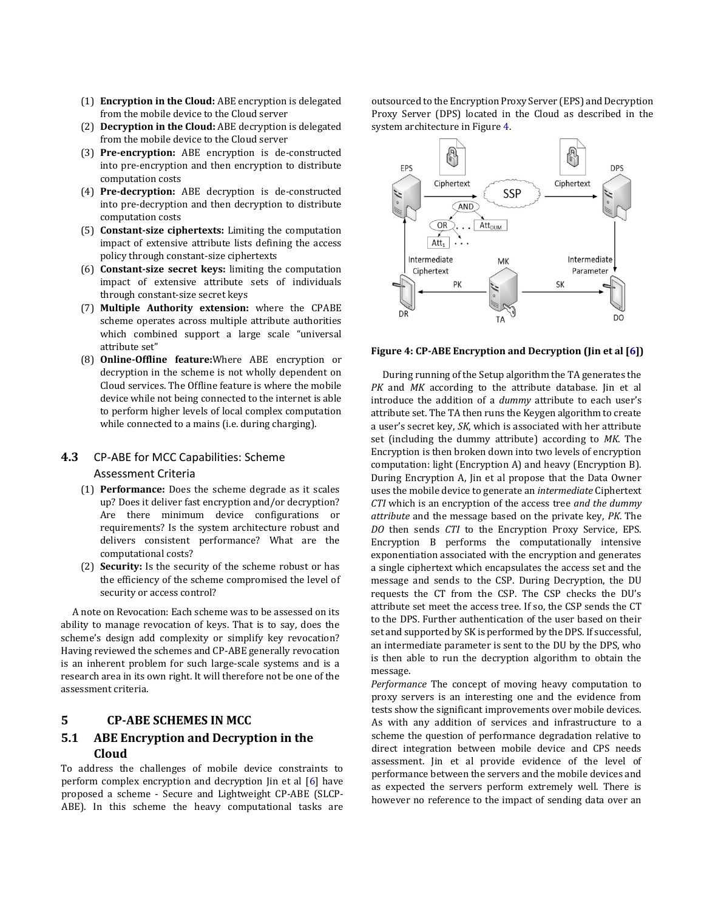(1) **Encryption in the Cloud:** ABE encryption is delegated from the mobile device to the Cloud server
(2) **Decryption in the Cloud:** ABE decryption is delegated from the mobile device to the Cloud server
(3) **Pre-encryption:** ABE encryption is de-constructed into pre-encryption and then encryption to distribute computation costs
(4) **Pre-decryption:** ABE decryption is de-constructed into pre-decryption and then decryption to distribute computation costs
(5) **Constant-size ciphertexts:** Limiting the computation impact of extensive attribute lists defining the access policy through constant-size ciphertexts
(6) **Constant-size secret keys:** limiting the computation impact of extensive attribute sets of individuals through constant-size secret keys
(7) **Multiple Authority extension:** where the CPABE scheme operates across multiple attribute authorities which combined support a large scale "universal attribute set"
(8) **Online-Offline feature:**Where ABE encryption or decryption in the scheme is not wholly dependent on Cloud services. The Offline feature is where the mobile device while not being connected to the internet is able to perform higher levels of local complex computation while connected to a mains (i.e. during charging).

## 4.3 CP-ABE for MCC Capabilities: Scheme Assessment Criteria

(1) **Performance:** Does the scheme degrade as it scales up? Does it deliver fast encryption and/or decryption? Are there minimum device configurations or requirements? Is the system architecture robust and delivers consistent performance? What are the computational costs?
(2) **Security:** Is the security of the scheme robust or has the efficiency of the scheme compromised the level of security or access control?

A note on Revocation: Each scheme was to be assessed on its ability to manage revocation of keys. That is to say, does the scheme's design add complexity or simplify key revocation? Having reviewed the schemes and CP-ABE generally revocation is an inherent problem for such large-scale systems and is a research area in its own right. It will therefore not be one of the assessment criteria.

# 5 CP-ABE SCHEMES IN MCC

## 5.1 ABE Encryption and Decryption in the Cloud

To address the challenges of mobile device constraints to perform complex encryption and decryption Jin et al [6] have proposed a scheme - Secure and Lightweight CP-ABE (SLCP-ABE). In this scheme the heavy computational tasks are outsourced to the Encryption Proxy Server (EPS) and Decryption Proxy Server (DPS) located in the Cloud as described in the system architecture in Figure 4.

**Figure 4: CP-ABE Encryption and Decryption (Jin et al [6])**

During running of the Setup algorithm the TA generates the *PK* and *MK* according to the attribute database. Jin et al introduce the addition of a *dummy* attribute to each user's attribute set. The TA then runs the Keygen algorithm to create a user's secret key, *SK*, which is associated with her attribute set (including the dummy attribute) according to *MK.* The Encryption is then broken down into two levels of encryption computation: light (Encryption A) and heavy (Encryption B). During Encryption A, Jin et al propose that the Data Owner uses the mobile device to generate an *intermediate* Ciphertext *CTI* which is an encryption of the access tree *and the dummy attribute* and the message based on the private key, *PK*. The *DO* then sends *CTI* to the Encryption Proxy Service, EPS. Encryption B performs the computationally intensive exponentiation associated with the encryption and generates a single ciphertext which encapsulates the access set and the message and sends to the CSP. During Decryption, the DU requests the CT from the CSP. The CSP checks the DU's attribute set meet the access tree. If so, the CSP sends the CT to the DPS. Further authentication of the user based on their set and supported by SK is performed by the DPS. If successful, an intermediate parameter is sent to the DU by the DPS, who is then able to run the decryption algorithm to obtain the message.

*Performance* The concept of moving heavy computation to proxy servers is an interesting one and the evidence from tests show the significant improvements over mobile devices. As with any addition of services and infrastructure to a scheme the question of performance degradation relative to direct integration between mobile device and CPS needs assessment. Jin et al provide evidence of the level of performance between the servers and the mobile devices and as expected the servers perform extremely well. There is however no reference to the impact of sending data over an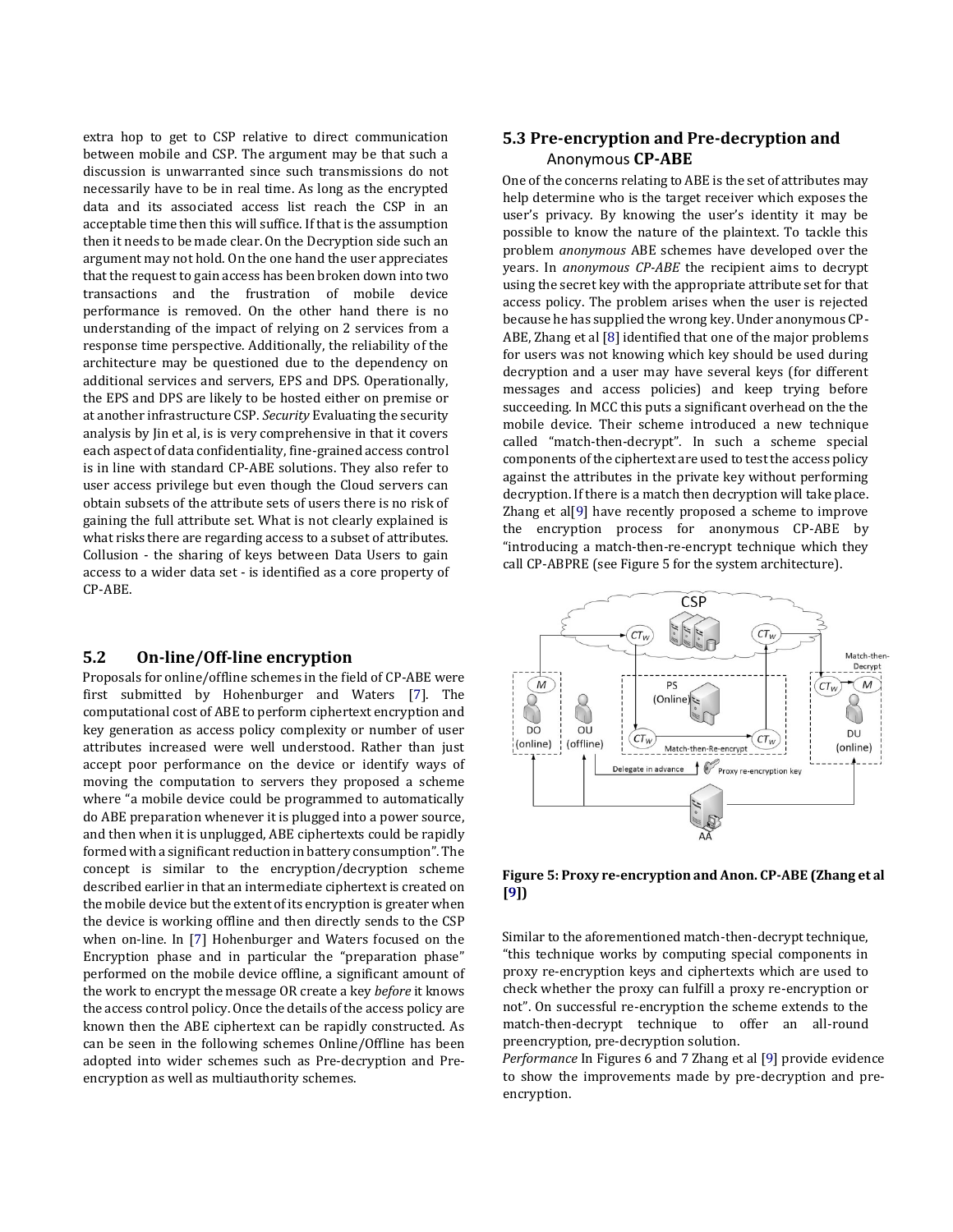extra hop to get to CSP relative to direct communication between mobile and CSP. The argument may be that such a discussion is unwarranted since such transmissions do not necessarily have to be in real time. As long as the encrypted data and its associated access list reach the CSP in an acceptable time then this will suffice. If that is the assumption then it needs to be made clear. On the Decryption side such an argument may not hold. On the one hand the user appreciates that the request to gain access has been broken down into two transactions and the frustration of mobile device performance is removed. On the other hand there is no understanding of the impact of relying on 2 services from a response time perspective. Additionally, the reliability of the architecture may be questioned due to the dependency on additional services and servers, EPS and DPS. Operationally, the EPS and DPS are likely to be hosted either on premise or at another infrastructure CSP. *Security* Evaluating the security analysis by Jin et al, is is very comprehensive in that it covers each aspect of data confidentiality, fine-grained access control is in line with standard CP-ABE solutions. They also refer to user access privilege but even though the Cloud servers can obtain subsets of the attribute sets of users there is no risk of gaining the full attribute set. What is not clearly explained is what risks there are regarding access to a subset of attributes. Collusion - the sharing of keys between Data Users to gain access to a wider data set - is identified as a core property of CP-ABE.

## 5.2 On-line/Off-line encryption

Proposals for online/offline schemes in the field of CP-ABE were first submitted by Hohenburger and Waters [7]. The computational cost of ABE to perform ciphertext encryption and key generation as access policy complexity or number of user attributes increased were well understood. Rather than just accept poor performance on the device or identify ways of moving the computation to servers they proposed a scheme where "a mobile device could be programmed to automatically do ABE preparation whenever it is plugged into a power source, and then when it is unplugged, ABE ciphertexts could be rapidly formed with a significant reduction in battery consumption". The concept is similar to the encryption/decryption scheme described earlier in that an intermediate ciphertext is created on the mobile device but the extent of its encryption is greater when the device is working offline and then directly sends to the CSP when on-line. In [7] Hohenburger and Waters focused on the Encryption phase and in particular the "preparation phase" performed on the mobile device offline, a significant amount of the work to encrypt the message OR create a key *before* it knows the access control policy. Once the details of the access policy are known then the ABE ciphertext can be rapidly constructed. As can be seen in the following schemes Online/Offline has been adopted into wider schemes such as Pre-decryption and Pre-encryption as well as multiauthority schemes.

## 5.3 Pre-encryption and Pre-decryption and Anonymous CP-ABE

One of the concerns relating to ABE is the set of attributes may help determine who is the target receiver which exposes the user's privacy. By knowing the user's identity it may be possible to know the nature of the plaintext. To tackle this problem *anonymous* ABE schemes have developed over the years. In *anonymous CP-ABE* the recipient aims to decrypt using the secret key with the appropriate attribute set for that access policy. The problem arises when the user is rejected because he has supplied the wrong key. Under anonymous CP-ABE, Zhang et al [8] identified that one of the major problems for users was not knowing which key should be used during decryption and a user may have several keys (for different messages and access policies) and keep trying before succeeding. In MCC this puts a significant overhead on the the mobile device. Their scheme introduced a new technique called "match-then-decrypt". In such a scheme special components of the ciphertext are used to test the access policy against the attributes in the private key without performing decryption. If there is a match then decryption will take place. Zhang et al[9] have recently proposed a scheme to improve the encryption process for anonymous CP-ABE by "introducing a match-then-re-encrypt technique which they call CP-ABPRE (see Figure 5 for the system architecture).

**Figure 5: Proxy re-encryption and Anon. CP-ABE (Zhang et al [9])**

Similar to the aforementioned match-then-decrypt technique, "this technique works by computing special components in proxy re-encryption keys and ciphertexts which are used to check whether the proxy can fulfill a proxy re-encryption or not". On successful re-encryption the scheme extends to the match-then-decrypt technique to offer an all-round preencryption, pre-decryption solution.

*Performance* In Figures 6 and 7 Zhang et al [9] provide evidence to show the improvements made by pre-decryption and pre-encryption.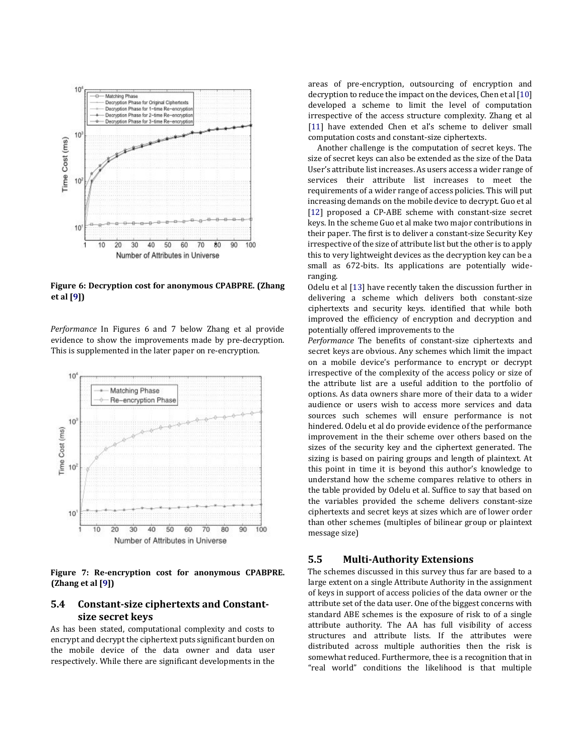10⁴

Matching Phase
Decryption Phase for Original Ciphertexts
Decryption Phase for 1-time Re-encryption
Decryption Phase for 2-time Re-encryption
Decryption Phase for 3-time Re-encryption

10³

Time Cost (ms)

10²

10¹

1 10 20 30 40 50 60 70 80 90 100

Number of Attributes in Universe

**Figure 6: Decryption cost for anonymous CPABPRE. (Zhang et al [9])**

*Performance* In Figures 6 and 7 below Zhang et al provide evidence to show the improvements made by pre-decryption. This is supplemented in the later paper on re-encryption.

10⁴

Matching Phase
Re-encryption Phase

10³

Time Cost (ms)

10²

10¹

1 10 20 30 40 50 60 70 80 90 100

Number of Attributes in Universe

**Figure 7: Re-encryption cost for anonymous CPABPRE. (Zhang et al [9])**

## 5.4 Constant-size ciphertexts and Constant-size secret keys

As has been stated, computational complexity and costs to encrypt and decrypt the ciphertext puts significant burden on the mobile device of the data owner and data user respectively. While there are significant developments in the areas of pre-encryption, outsourcing of encryption and decryption to reduce the impact on the devices, Chen et al [10] developed a scheme to limit the level of computation irrespective of the access structure complexity. Zhang et al [11] have extended Chen et al's scheme to deliver small computation costs and constant-size ciphertexts.

Another challenge is the computation of secret keys. The size of secret keys can also be extended as the size of the Data User's attribute list increases. As users access a wider range of services their attribute list increases to meet the requirements of a wider range of access policies. This will put increasing demands on the mobile device to decrypt. Guo et al [12] proposed a CP-ABE scheme with constant-size secret keys. In the scheme Guo et al make two major contributions in their paper. The first is to deliver a constant-size Security Key irrespective of the size of attribute list but the other is to apply this to very lightweight devices as the decryption key can be a small as 672-bits. Its applications are potentially wide-ranging.

Odelu et al [13] have recently taken the discussion further in delivering a scheme which delivers both constant-size ciphertexts and security keys. identified that while both improved the efficiency of encryption and decryption and potentially offered improvements to the

*Performance* The benefits of constant-size ciphertexts and secret keys are obvious. Any schemes which limit the impact on a mobile device's performance to encrypt or decrypt irrespective of the complexity of the access policy or size of the attribute list are a useful addition to the portfolio of options. As data owners share more of their data to a wider audience or users wish to access more services and data sources such schemes will ensure performance is not hindered. Odelu et al do provide evidence of the performance improvement in the their scheme over others based on the sizes of the security key and the ciphertext generated. The sizing is based on pairing groups and length of plaintext. At this point in time it is beyond this author's knowledge to understand how the scheme compares relative to others in the table provided by Odelu et al. Suffice to say that based on the variables provided the scheme delivers constant-size ciphertexts and secret keys at sizes which are of lower order than other schemes (multiples of bilinear group or plaintext message size)

## 5.5 Multi-Authority Extensions

The schemes discussed in this survey thus far are based to a large extent on a single Attribute Authority in the assignment of keys in support of access policies of the data owner or the attribute set of the data user. One of the biggest concerns with standard ABE schemes is the exposure of risk to of a single attribute authority. The AA has full visibility of access structures and attribute lists. If the attributes were distributed across multiple authorities then the risk is somewhat reduced. Furthermore, thee is a recognition that in "real world" conditions the likelihood is that multiple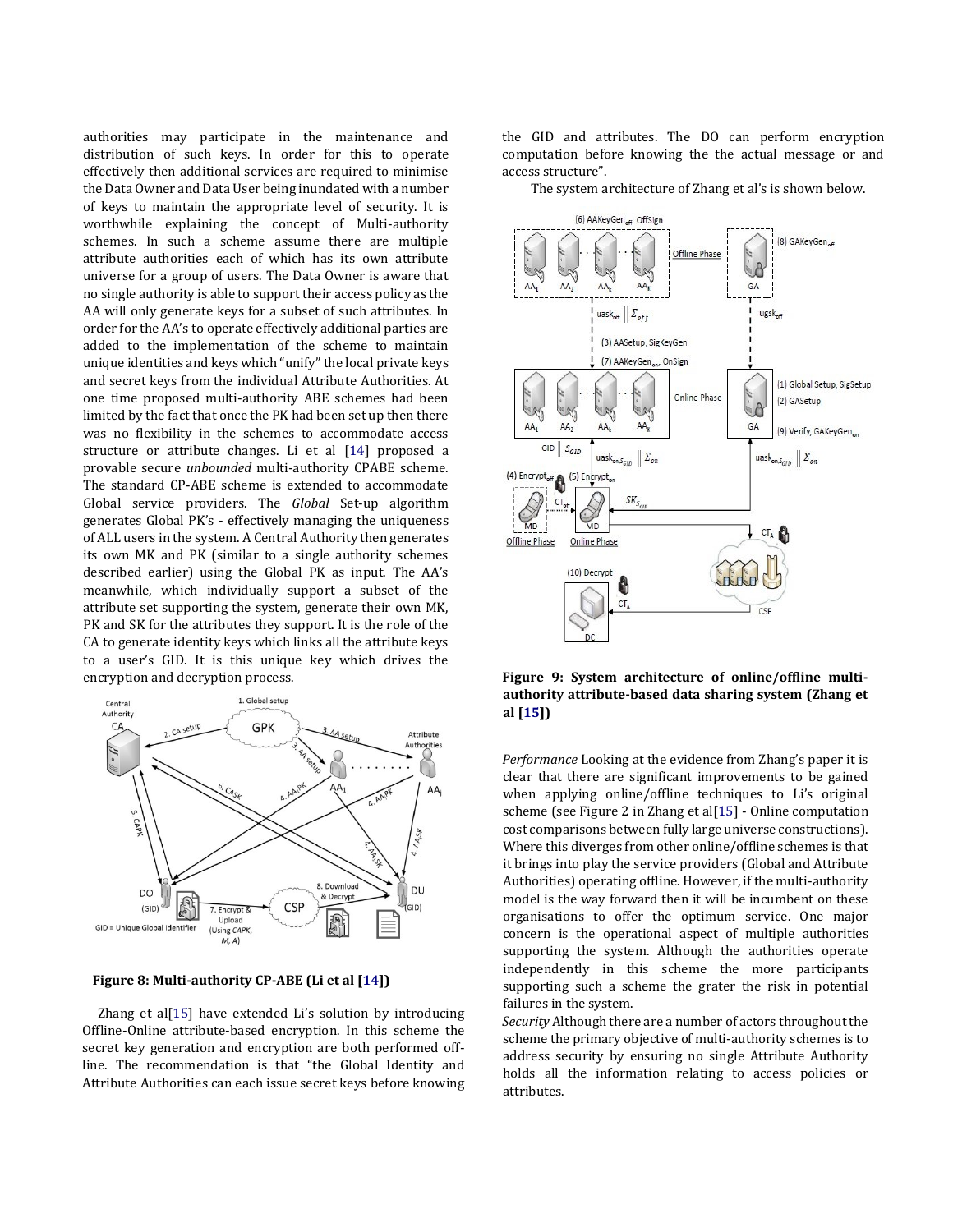authorities may participate in the maintenance and distribution of such keys. In order for this to operate effectively then additional services are required to minimise the Data Owner and Data User being inundated with a number of keys to maintain the appropriate level of security. It is worthwhile explaining the concept of Multi-authority schemes. In such a scheme assume there are multiple attribute authorities each of which has its own attribute universe for a group of users. The Data Owner is aware that no single authority is able to support their access policy as the AA will only generate keys for a subset of such attributes. In order for the AA's to operate effectively additional parties are added to the implementation of the scheme to maintain unique identities and keys which "unify" the local private keys and secret keys from the individual Attribute Authorities. At one time proposed multi-authority ABE schemes had been limited by the fact that once the PK had been set up then there was no flexibility in the schemes to accommodate access structure or attribute changes. Li et al [14] proposed a provable secure *unbounded* multi-authority CPABE scheme. The standard CP-ABE scheme is extended to accommodate Global service providers. The *Global* Set-up algorithm generates Global PK's - effectively managing the uniqueness of ALL users in the system. A Central Authority then generates its own MK and PK (similar to a single authority schemes described earlier) using the Global PK as input. The AA's meanwhile, which individually support a subset of the attribute set supporting the system, generate their own MK, PK and SK for the attributes they support. It is the role of the CA to generate identity keys which links all the attribute keys to a user's GID. It is this unique key which drives the encryption and decryption process.

**Figure 8: Multi-authority CP-ABE (Li et al [14])**

Zhang et al[15] have extended Li's solution by introducing Offline-Online attribute-based encryption. In this scheme the secret key generation and encryption are both performed off-line. The recommendation is that "the Global Identity and Attribute Authorities can each issue secret keys before knowing the GID and attributes. The DO can perform encryption computation before knowing the the actual message or and access structure".

The system architecture of Zhang et al's is shown below.

**Figure 9: System architecture of online/offline multi-authority attribute-based data sharing system (Zhang et al [15])**

*Performance* Looking at the evidence from Zhang's paper it is clear that there are significant improvements to be gained when applying online/offline techniques to Li's original scheme (see Figure 2 in Zhang et al[15] - Online computation cost comparisons between fully large universe constructions). Where this diverges from other online/offline schemes is that it brings into play the service providers (Global and Attribute Authorities) operating offline. However, if the multi-authority model is the way forward then it will be incumbent on these organisations to offer the optimum service. One major concern is the operational aspect of multiple authorities supporting the system. Although the authorities operate independently in this scheme the more participants supporting such a scheme the grater the risk in potential failures in the system.

*Security* Although there are a number of actors throughout the scheme the primary objective of multi-authority schemes is to address security by ensuring no single Attribute Authority holds all the information relating to access policies or attributes.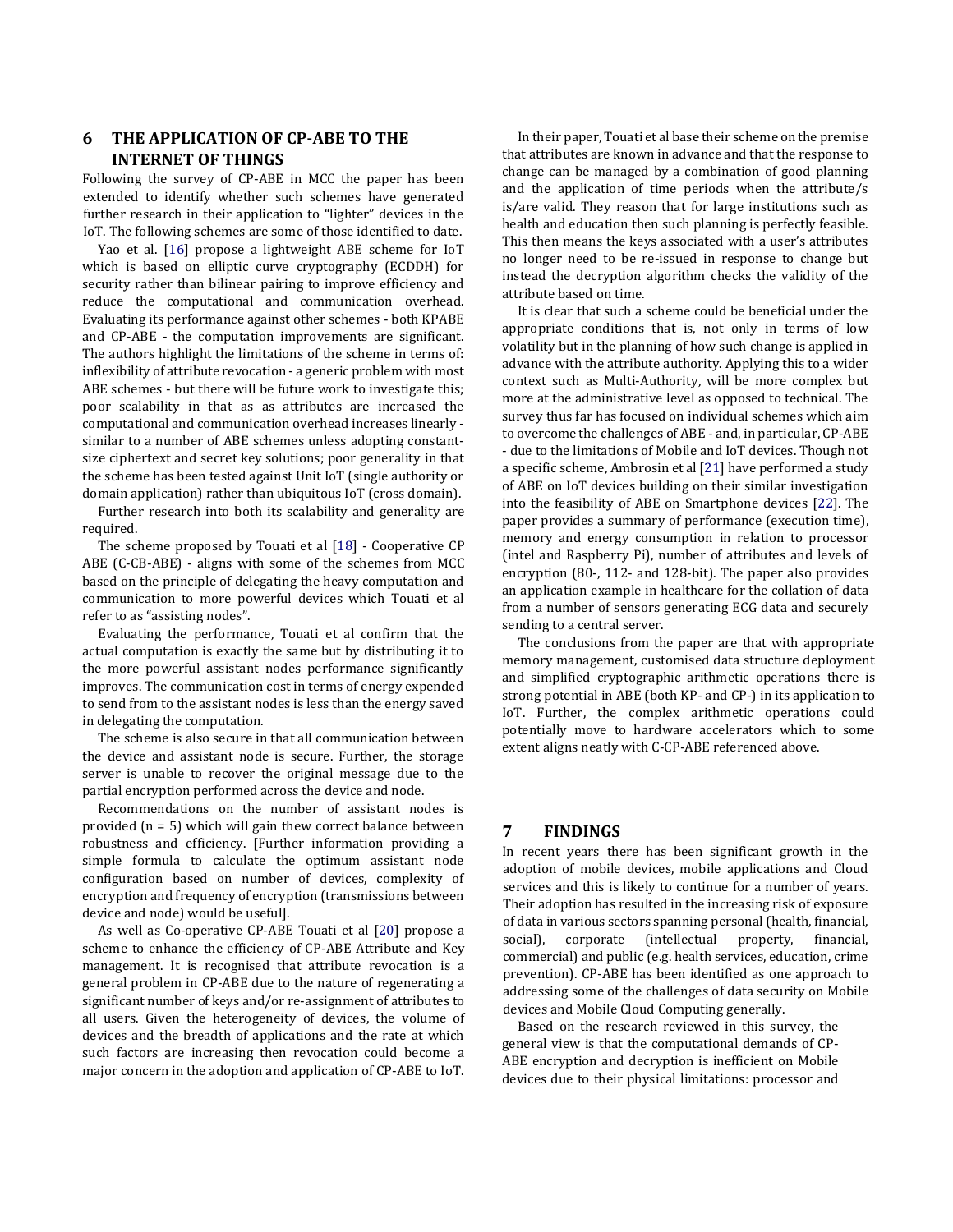## 6 THE APPLICATION OF CP-ABE TO THE INTERNET OF THINGS

Following the survey of CP-ABE in MCC the paper has been extended to identify whether such schemes have generated further research in their application to "lighter" devices in the IoT. The following schemes are some of those identified to date.

Yao et al. [16] propose a lightweight ABE scheme for IoT which is based on elliptic curve cryptography (ECDDH) for security rather than bilinear pairing to improve efficiency and reduce the computational and communication overhead. Evaluating its performance against other schemes - both KPABE and CP-ABE - the computation improvements are significant. The authors highlight the limitations of the scheme in terms of: inflexibility of attribute revocation - a generic problem with most ABE schemes - but there will be future work to investigate this; poor scalability in that as as attributes are increased the computational and communication overhead increases linearly - similar to a number of ABE schemes unless adopting constant-size ciphertext and secret key solutions; poor generality in that the scheme has been tested against Unit IoT (single authority or domain application) rather than ubiquitous IoT (cross domain).

Further research into both its scalability and generality are required.

The scheme proposed by Touati et al [18] - Cooperative CP ABE (C-CB-ABE) - aligns with some of the schemes from MCC based on the principle of delegating the heavy computation and communication to more powerful devices which Touati et al refer to as "assisting nodes".

Evaluating the performance, Touati et al confirm that the actual computation is exactly the same but by distributing it to the more powerful assistant nodes performance significantly improves. The communication cost in terms of energy expended to send from to the assistant nodes is less than the energy saved in delegating the computation.

The scheme is also secure in that all communication between the device and assistant node is secure. Further, the storage server is unable to recover the original message due to the partial encryption performed across the device and node.

Recommendations on the number of assistant nodes is provided (n = 5) which will gain thew correct balance between robustness and efficiency. [Further information providing a simple formula to calculate the optimum assistant node configuration based on number of devices, complexity of encryption and frequency of encryption (transmissions between device and node) would be useful].

As well as Co-operative CP-ABE Touati et al [20] propose a scheme to enhance the efficiency of CP-ABE Attribute and Key management. It is recognised that attribute revocation is a general problem in CP-ABE due to the nature of regenerating a significant number of keys and/or re-assignment of attributes to all users. Given the heterogeneity of devices, the volume of devices and the breadth of applications and the rate at which such factors are increasing then revocation could become a major concern in the adoption and application of CP-ABE to IoT.

In their paper, Touati et al base their scheme on the premise that attributes are known in advance and that the response to change can be managed by a combination of good planning and the application of time periods when the attribute/s is/are valid. They reason that for large institutions such as health and education then such planning is perfectly feasible. This then means the keys associated with a user's attributes no longer need to be re-issued in response to change but instead the decryption algorithm checks the validity of the attribute based on time.

It is clear that such a scheme could be beneficial under the appropriate conditions that is, not only in terms of low volatility but in the planning of how such change is applied in advance with the attribute authority. Applying this to a wider context such as Multi-Authority, will be more complex but more at the administrative level as opposed to technical. The survey thus far has focused on individual schemes which aim to overcome the challenges of ABE - and, in particular, CP-ABE - due to the limitations of Mobile and IoT devices. Though not a specific scheme, Ambrosin et al [21] have performed a study of ABE on IoT devices building on their similar investigation into the feasibility of ABE on Smartphone devices [22]. The paper provides a summary of performance (execution time), memory and energy consumption in relation to processor (intel and Raspberry Pi), number of attributes and levels of encryption (80-, 112- and 128-bit). The paper also provides an application example in healthcare for the collation of data from a number of sensors generating ECG data and securely sending to a central server.

The conclusions from the paper are that with appropriate memory management, customised data structure deployment and simplified cryptographic arithmetic operations there is strong potential in ABE (both KP- and CP-) in its application to IoT. Further, the complex arithmetic operations could potentially move to hardware accelerators which to some extent aligns neatly with C-CP-ABE referenced above.

## 7 FINDINGS

In recent years there has been significant growth in the adoption of mobile devices, mobile applications and Cloud services and this is likely to continue for a number of years. Their adoption has resulted in the increasing risk of exposure of data in various sectors spanning personal (health, financial, social), corporate (intellectual property, financial, commercial) and public (e.g. health services, education, crime prevention). CP-ABE has been identified as one approach to addressing some of the challenges of data security on Mobile devices and Mobile Cloud Computing generally.

Based on the research reviewed in this survey, the general view is that the computational demands of CP-ABE encryption and decryption is inefficient on Mobile devices due to their physical limitations: processor and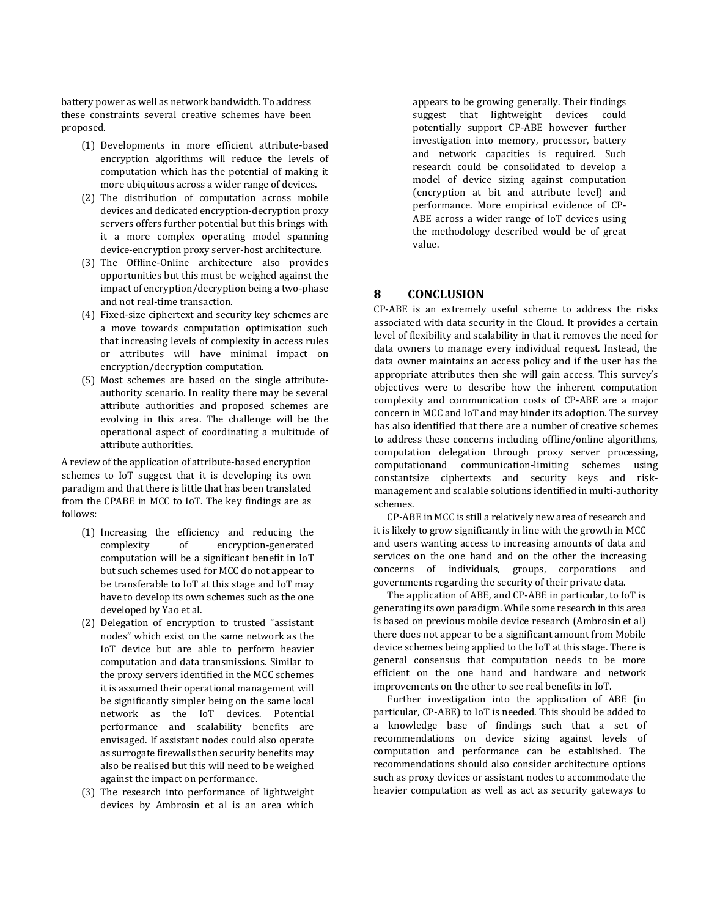battery power as well as network bandwidth. To address these constraints several creative schemes have been proposed.

(1) Developments in more efficient attribute-based encryption algorithms will reduce the levels of computation which has the potential of making it more ubiquitous across a wider range of devices.
(2) The distribution of computation across mobile devices and dedicated encryption-decryption proxy servers offers further potential but this brings with it a more complex operating model spanning device-encryption proxy server-host architecture.
(3) The Offline-Online architecture also provides opportunities but this must be weighed against the impact of encryption/decryption being a two-phase and not real-time transaction.
(4) Fixed-size ciphertext and security key schemes are a move towards computation optimisation such that increasing levels of complexity in access rules or attributes will have minimal impact on encryption/decryption computation.
(5) Most schemes are based on the single attribute-authority scenario. In reality there may be several attribute authorities and proposed schemes are evolving in this area. The challenge will be the operational aspect of coordinating a multitude of attribute authorities.

A review of the application of attribute-based encryption schemes to IoT suggest that it is developing its own paradigm and that there is little that has been translated from the CPABE in MCC to IoT. The key findings are as follows:

(1) Increasing the efficiency and reducing the complexity of encryption-generated computation will be a significant benefit in IoT but such schemes used for MCC do not appear to be transferable to IoT at this stage and IoT may have to develop its own schemes such as the one developed by Yao et al.
(2) Delegation of encryption to trusted "assistant nodes" which exist on the same network as the IoT device but are able to perform heavier computation and data transmissions. Similar to the proxy servers identified in the MCC schemes it is assumed their operational management will be significantly simpler being on the same local network as the IoT devices. Potential performance and scalability benefits are envisaged. If assistant nodes could also operate as surrogate firewalls then security benefits may also be realised but this will need to be weighed against the impact on performance.
(3) The research into performance of lightweight devices by Ambrosin et al is an area which appears to be growing generally. Their findings suggest that lightweight devices could potentially support CP-ABE however further investigation into memory, processor, battery and network capacities is required. Such research could be consolidated to develop a model of device sizing against computation (encryption at bit and attribute level) and performance. More empirical evidence of CP-ABE across a wider range of IoT devices using the methodology described would be of great value.

## 8 CONCLUSION

CP-ABE is an extremely useful scheme to address the risks associated with data security in the Cloud. It provides a certain level of flexibility and scalability in that it removes the need for data owners to manage every individual request. Instead, the data owner maintains an access policy and if the user has the appropriate attributes then she will gain access. This survey's objectives were to describe how the inherent computation complexity and communication costs of CP-ABE are a major concern in MCC and IoT and may hinder its adoption. The survey has also identified that there are a number of creative schemes to address these concerns including offline/online algorithms, computation delegation through proxy server processing, computationand communication-limiting schemes using constantsize ciphertexts and security keys and risk-management and scalable solutions identified in multi-authority schemes.

CP-ABE in MCC is still a relatively new area of research and it is likely to grow significantly in line with the growth in MCC and users wanting access to increasing amounts of data and services on the one hand and on the other the increasing concerns of individuals, groups, corporations and governments regarding the security of their private data.

The application of ABE, and CP-ABE in particular, to IoT is generating its own paradigm. While some research in this area is based on previous mobile device research (Ambrosin et al) there does not appear to be a significant amount from Mobile device schemes being applied to the IoT at this stage. There is general consensus that computation needs to be more efficient on the one hand and hardware and network improvements on the other to see real benefits in IoT.

Further investigation into the application of ABE (in particular, CP-ABE) to IoT is needed. This should be added to a knowledge base of findings such that a set of recommendations on device sizing against levels of computation and performance can be established. The recommendations should also consider architecture options such as proxy devices or assistant nodes to accommodate the heavier computation as well as act as security gateways to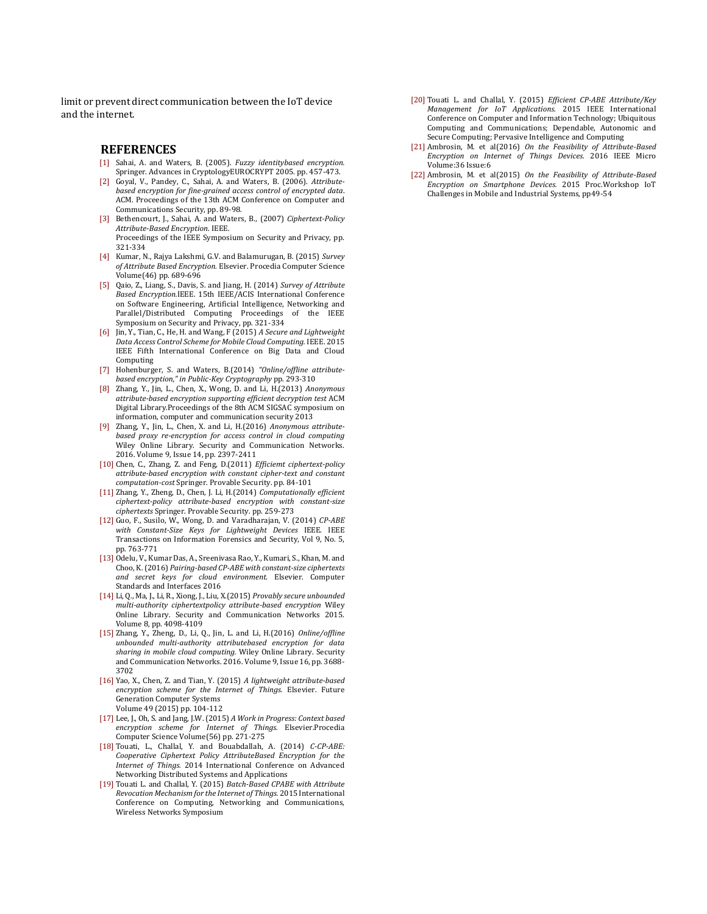limit or prevent direct communication between the IoT device and the internet.

## REFERENCES

[1] Sahai, A. and Waters, B. (2005). *Fuzzy identitybased encryption.* Springer. Advances in CryptologyEUROCRYPT 2005. pp. 457-473.

[2] Goyal, V., Pandey, C., Sahai, A. and Waters, B. (2006). *Attribute-based encryption for fine-grained access control of encrypted data*. ACM. Proceedings of the 13th ACM Conference on Computer and Communications Security, pp. 89-98.

[3] Bethencourt, J., Sahai, A. and Waters, B., (2007) *Ciphertext-Policy Attribute-Based Encryption*. IEEE. Proceedings of the IEEE Symposium on Security and Privacy, pp. 321-334

[4] Kumar, N., Rajya Lakshmi, G.V. and Balamurugan, B. (2015) *Survey of Attribute Based Encryption.* Elsevier. Procedia Computer Science Volume(46) pp. 689-696

[5] Qaio, Z., Liang, S., Davis, S. and Jiang, H. (2014) *Survey of Attribute Based Encryption.*IEEE. 15th IEEE/ACIS International Conference on Software Engineering, Artificial Intelligence, Networking and Parallel/Distributed Computing Proceedings of the IEEE Symposium on Security and Privacy, pp. 321-334

[6] Jin, Y., Tian, C., He, H. and Wang, F (2015) *A Secure and Lightweight Data Access Control Scheme for Mobile Cloud Computing.* IEEE. 2015 IEEE Fifth International Conference on Big Data and Cloud Computing

[7] Hohenburger, S. and Waters, B.(2014) *"Online/offline attribute-based encryption," in Public-Key Cryptography* pp. 293-310

[8] Zhang, Y., Jin, L., Chen, X., Wong, D. and Li, H.(2013) *Anonymous attribute-based encryption supporting efficient decryption test* ACM Digital Library.Proceedings of the 8th ACM SIGSAC symposium on information, computer and communication security 2013

[9] Zhang, Y., Jin, L., Chen, X. and Li, H.(2016) *Anonymous attribute-based proxy re-encryption for access control in cloud computing* Wiley Online Library. Security and Communication Networks. 2016. Volume 9, Issue 14, pp. 2397-2411

[10] Chen, C., Zhang, Z. and Feng, D.(2011) *Efficiemt ciphertext-policy attribute-based encryption with constant cipher-text and constant computation-cost* Springer. Provable Security. pp. 84-101

[11] Zhang, Y., Zheng, D., Chen, J. Li, H.(2014) *Computationally efficient ciphertext-policy attribute-based encryption with constant-size ciphertexts* Springer. Provable Security. pp. 259-273

[12] Guo, F., Susilo, W., Wong, D. and Varadharajan, V. (2014) *CP-ABE with Constant-Size Keys for Lightweight Devices* IEEE. IEEE Transactions on Information Forensics and Security, Vol 9, No. 5, pp. 763-771

[13] Odelu, V., Kumar Das, A., Sreenivasa Rao, Y., Kumari, S., Khan, M. and Choo, K. (2016) *Pairing-based CP-ABE with constant-size ciphertexts and secret keys for cloud environment.* Elsevier. Computer Standards and Interfaces 2016

[14] Li, Q., Ma, J., Li, R., Xiong, J., Liu, X.(2015) *Provably secure unbounded multi-authority ciphertextpolicy attribute-based encryption* Wiley Online Library. Security and Communication Networks 2015. Volume 8, pp. 4098-4109

[15] Zhang, Y., Zheng, D., Li, Q., Jin, L. and Li, H.(2016) *Online/offline unbounded multi-authority attributebased encryption for data sharing in mobile cloud computing.* Wiley Online Library. Security and Communication Networks. 2016. Volume 9, Issue 16, pp. 3688-3702

[16] Yao, X., Chen, Z. and Tian, Y. (2015) *A lightweight attribute-based encryption scheme for the Internet of Things.* Elsevier. Future Generation Computer Systems Volume 49 (2015) pp. 104-112

[17] Lee, J., Oh, S. and Jang, J.W. (2015) *A Work in Progress: Context based encryption scheme for Internet of Things.* Elsevier.Procedia Computer Science Volume(56) pp. 271-275

[18] Touati, L., Challal, Y. and Bouabdallah, A. (2014) *C-CP-ABE: Cooperative Ciphertext Policy AttributeBased Encryption for the Internet of Things.* 2014 International Conference on Advanced Networking Distributed Systems and Applications

[19] Touati L. and Challal, Y. (2015) *Batch-Based CPABE with Attribute Revocation Mechanism for the Internet of Things.* 2015 International Conference on Computing, Networking and Communications, Wireless Networks Symposium

[20] Touati L. and Challal, Y. (2015) *Efficient CP-ABE Attribute/Key Management for IoT Applications.* 2015 IEEE International Conference on Computer and Information Technology; Ubiquitous Computing and Communications; Dependable, Autonomic and Secure Computing; Pervasive Intelligence and Computing

[21] Ambrosin, M. et al(2016) *On the Feasibility of Attribute-Based Encryption on Internet of Things Devices.* 2016 IEEE Micro Volume:36 Issue:6

[22] Ambrosin, M. et al(2015) *On the Feasibility of Attribute-Based Encryption on Smartphone Devices.* 2015 Proc.Workshop IoT Challenges in Mobile and Industrial Systems, pp49-54